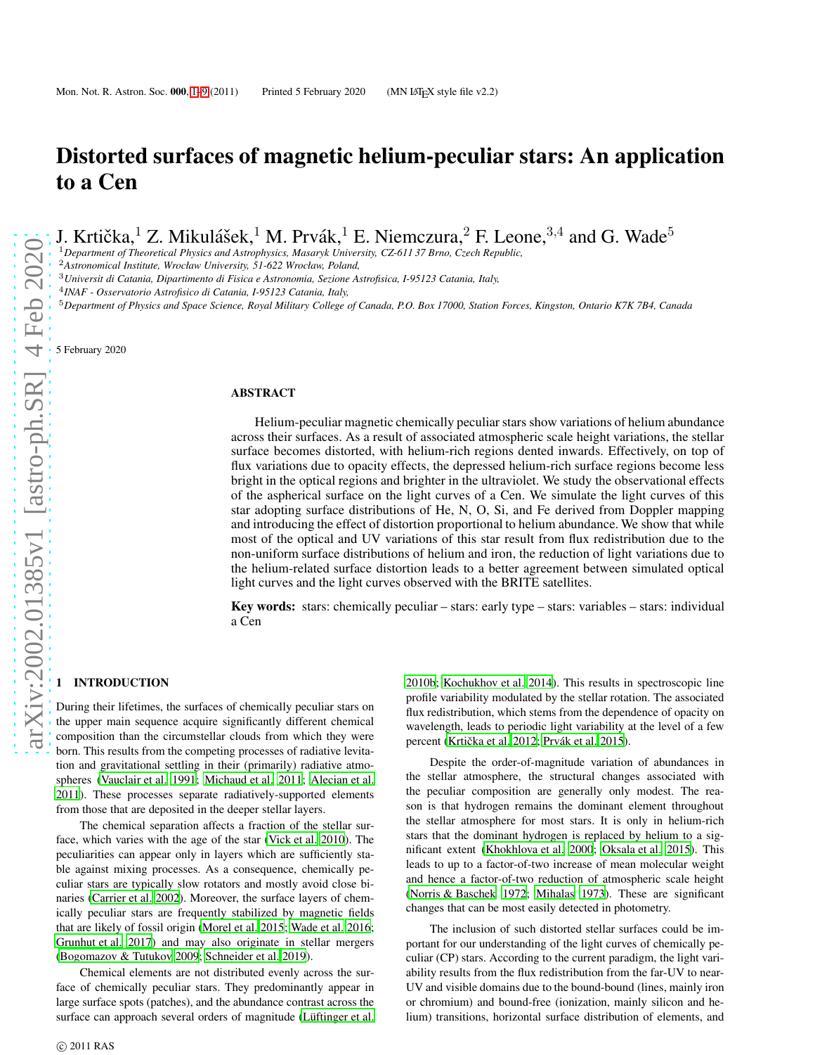# Distorted surfaces of magnetic helium-peculiar stars: An application to a Cen

J. Krtička,[1] Z. Mikulášek,[1] M. Prvák,[1] E. Niemczura,[2] F. Leone,[3,4] and G. Wade[5]

[1] Department of Theoretical Physics and Astrophysics, Masaryk University, CZ-611 37 Brno, Czech Republic,
[2] Astronomical Institute, Wrocław University, 51-622 Wrocław, Poland,
[3] Universit di Catania, Dipartimento di Fisica e Astronomia, Sezione Astrofisica, I-95123 Catania, Italy,
[4] INAF - Osservatorio Astrofisico di Catania, I-95123 Catania, Italy,
[5] Department of Physics and Space Science, Royal Military College of Canada, P.O. Box 17000, Station Forces, Kingston, Ontario K7K 7B4, Canada

5 February 2020

## ABSTRACT

Helium-peculiar magnetic chemically peculiar stars show variations of helium abundance across their surfaces. As a result of associated atmospheric scale height variations, the stellar surface becomes distorted, with helium-rich regions dented inwards. Effectively, on top of flux variations due to opacity effects, the depressed helium-rich surface regions become less bright in the optical regions and brighter in the ultraviolet. We study the observational effects of the aspherical surface on the light curves of a Cen. We simulate the light curves of this star adopting surface distributions of He, N, O, Si, and Fe derived from Doppler mapping and introducing the effect of distortion proportional to helium abundance. We show that while most of the optical and UV variations of this star result from flux redistribution due to the non-uniform surface distributions of helium and iron, the reduction of light variations due to the helium-related surface distortion leads to a better agreement between simulated optical light curves and the light curves observed with the BRITE satellites.

**Key words:** stars: chemically peculiar – stars: early type – stars: variables – stars: individual a Cen

## 1 INTRODUCTION

During their lifetimes, the surfaces of chemically peculiar stars on the upper main sequence acquire significantly different chemical composition than the circumstellar clouds from which they were born. This results from the competing processes of radiative levitation and gravitational settling in their (primarily) radiative atmospheres (Vauclair et al. 1991; Michaud et al. 2011; Alecian et al. 2011). These processes separate radiatively-supported elements from those that are deposited in the deeper stellar layers.

The chemical separation affects a fraction of the stellar surface, which varies with the age of the star (Vick et al. 2010). The peculiarities can appear only in layers which are sufficiently stable against mixing processes. As a consequence, chemically peculiar stars are typically slow rotators and mostly avoid close binaries (Carrier et al. 2002). Moreover, the surface layers of chemically peculiar stars are frequently stabilized by magnetic fields that are likely of fossil origin (Morel et al. 2015; Wade et al. 2016; Grunhut et al. 2017) and may also originate in stellar mergers (Bogomazov & Tutukov 2009; Schneider et al. 2019).

Chemical elements are not distributed evenly across the surface of chemically peculiar stars. They predominantly appear in large surface spots (patches), and the abundance contrast across the surface can approach several orders of magnitude (Lüftinger et al. 2010b; Kochukhov et al. 2014). This results in spectroscopic line profile variability modulated by the stellar rotation. The associated flux redistribution, which stems from the dependence of opacity on wavelength, leads to periodic light variability at the level of a few percent (Krtička et al. 2012; Prvák et al. 2015).

Despite the order-of-magnitude variation of abundances in the stellar atmosphere, the structural changes associated with the peculiar composition are generally only modest. The reason is that hydrogen remains the dominant element throughout the stellar atmosphere for most stars. It is only in helium-rich stars that the dominant hydrogen is replaced by helium to a significant extent (Khokhlova et al. 2000; Oksala et al. 2015). This leads to up to a factor-of-two increase of mean molecular weight and hence a factor-of-two reduction of atmospheric scale height (Norris & Baschek 1972; Mihalas 1973). These are significant changes that can be most easily detected in photometry.

The inclusion of such distorted stellar surfaces could be important for our understanding of the light curves of chemically peculiar (CP) stars. According to the current paradigm, the light variability results from the flux redistribution from the far-UV to near-UV and visible domains due to the bound-bound (lines, mainly iron or chromium) and bound-free (ionization, mainly silicon and helium) transitions, horizontal surface distribution of elements, and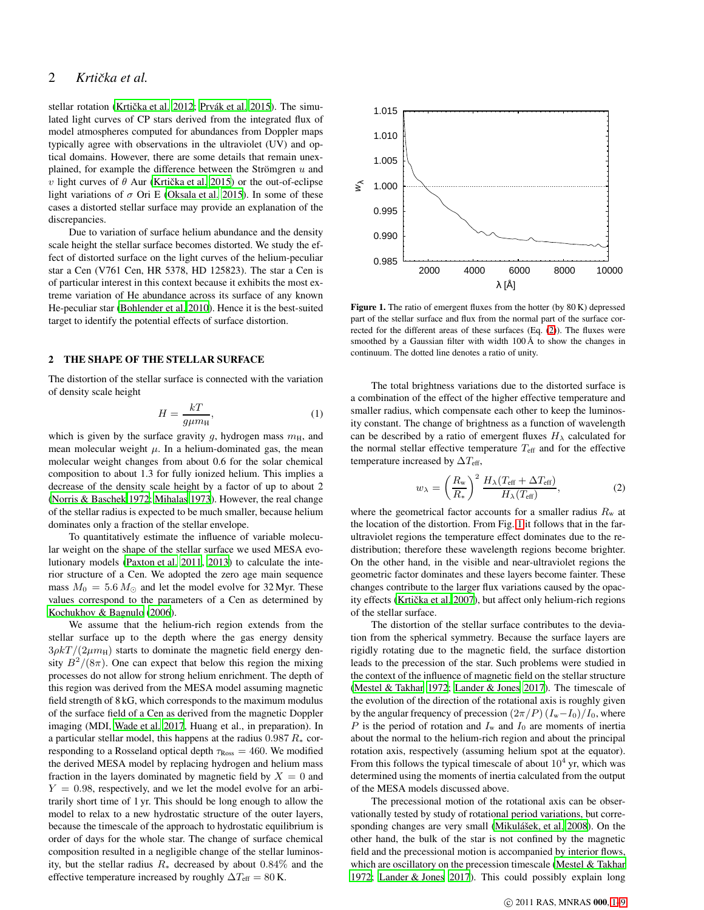stellar rotation (Krtička et al. 2012; Prvák et al. 2015). The simulated light curves of CP stars derived from the integrated flux of model atmospheres computed for abundances from Doppler maps typically agree with observations in the ultraviolet (UV) and optical domains. However, there are some details that remain unexplained, for example the difference between the Strömgren $u$ and $v$ light curves of $\theta$ Aur (Krtička et al. 2015) or the out-of-eclipse light variations of $\sigma$ Ori E (Oksala et al. 2015). In some of these cases a distorted stellar surface may provide an explanation of the discrepancies.

Due to variation of surface helium abundance and the density scale height the stellar surface becomes distorted. We study the effect of distorted surface on the light curves of the helium-peculiar star a Cen (V761 Cen, HR 5378, HD 125823). The star a Cen is of particular interest in this context because it exhibits the most extreme variation of He abundance across its surface of any known He-peculiar star (Bohlender et al. 2010). Hence it is the best-suited target to identify the potential effects of surface distortion.

## 2 THE SHAPE OF THE STELLAR SURFACE

The distortion of the stellar surface is connected with the variation of density scale height

$$H = \frac{kT}{g\mu m_{\mathrm{H}}}, \tag{1}$$

which is given by the surface gravity $g$, hydrogen mass $m_{\mathrm{H}}$, and mean molecular weight $\mu$. In a helium-dominated gas, the mean molecular weight changes from about 0.6 for the solar chemical composition to about 1.3 for fully ionized helium. This implies a decrease of the density scale height by a factor of up to about 2 (Norris & Baschek 1972; Mihalas 1973). However, the real change of the stellar radius is expected to be much smaller, because helium dominates only a fraction of the stellar envelope.

To quantitatively estimate the influence of variable molecular weight on the shape of the stellar surface we used MESA evolutionary models (Paxton et al. 2011, 2013) to calculate the interior structure of a Cen. We adopted the zero age main sequence mass $M_0 = 5.6\,M_\odot$ and let the model evolve for 32 Myr. These values correspond to the parameters of a Cen as determined by Kochukhov & Bagnulo (2006).

We assume that the helium-rich region extends from the stellar surface up to the depth where the gas energy density $3\rho kT/(2\mu m_{\mathrm{H}})$ starts to dominate the magnetic field energy density $B^2/(8\pi)$. One can expect that below this region the mixing processes do not allow for strong helium enrichment. The depth of this region was derived from the MESA model assuming magnetic field strength of 8 kG, which corresponds to the maximum modulus of the surface field of a Cen as derived from the magnetic Doppler imaging (MDI, Wade et al. 2017, Huang et al., in preparation). In a particular stellar model, this happens at the radius $0.987\,R_*$ corresponding to a Rosseland optical depth $\tau_{\mathrm{Ross}} = 460$. We modified the derived MESA model by replacing hydrogen and helium mass fraction in the layers dominated by magnetic field by $X = 0$ and $Y = 0.98$, respectively, and we let the model evolve for an arbitrarily short time of 1 yr. This should be long enough to allow the model to relax to a new hydrostatic structure of the outer layers, because the timescale of the approach to hydrostatic equilibrium is order of days for the whole star. The change of surface chemical composition resulted in a negligible change of the stellar luminosity, but the stellar radius $R_*$ decreased by about 0.84% and the effective temperature increased by roughly $\Delta T_{\mathrm{eff}} = 80\,\mathrm{K}$.

**Figure 1.** The ratio of emergent fluxes from the hotter (by 80 K) depressed part of the stellar surface and flux from the normal part of the surface corrected for the different areas of these surfaces (Eq. (2)). The fluxes were smoothed by a Gaussian filter with width 100 Å to show the changes in continuum. The dotted line denotes a ratio of unity.

The total brightness variations due to the distorted surface is a combination of the effect of the higher effective temperature and smaller radius, which compensate each other to keep the luminosity constant. The change of brightness as a function of wavelength can be described by a ratio of emergent fluxes $H_\lambda$ calculated for the normal stellar effective temperature $T_{\mathrm{eff}}$ and for the effective temperature increased by $\Delta T_{\mathrm{eff}}$,

$$w_\lambda = \left(\frac{R_{\mathrm{w}}}{R_*}\right)^2 \frac{H_\lambda(T_{\mathrm{eff}} + \Delta T_{\mathrm{eff}})}{H_\lambda(T_{\mathrm{eff}})}, \tag{2}$$

where the geometrical factor accounts for a smaller radius $R_{\mathrm{w}}$ at the location of the distortion. From Fig. 1 it follows that in the far-ultraviolet regions the temperature effect dominates due to the redistribution; therefore these wavelength regions become brighter. On the other hand, in the visible and near-ultraviolet regions the geometric factor dominates and these layers become fainter. These changes contribute to the larger flux variations caused by the opacity effects (Krtička et al. 2007), but affect only helium-rich regions of the stellar surface.

The distortion of the stellar surface contributes to the deviation from the spherical symmetry. Because the surface layers are rigidly rotating due to the magnetic field, the surface distortion leads to the precession of the star. Such problems were studied in the context of the influence of magnetic field on the stellar structure (Mestel & Takhar 1972; Lander & Jones 2017). The timescale of the evolution of the direction of the rotational axis is roughly given by the angular frequency of precession $(2\pi/P)\,(I_{\mathrm{w}} - I_0)/I_0$, where $P$ is the period of rotation and $I_{\mathrm{w}}$ and $I_0$ are moments of inertia about the normal to the helium-rich region and about the principal rotation axis, respectively (assuming helium spot at the equator). From this follows the typical timescale of about $10^4$ yr, which was determined using the moments of inertia calculated from the output of the MESA models discussed above.

The precessional motion of the rotational axis can be observationally tested by study of rotational period variations, but corresponding changes are very small (Mikulášek, et al. 2008). On the other hand, the bulk of the star is not confined by the magnetic field and the precessional motion is accompanied by interior flows, which are oscillatory on the precession timescale (Mestel & Takhar 1972; Lander & Jones 2017). This could possibly explain long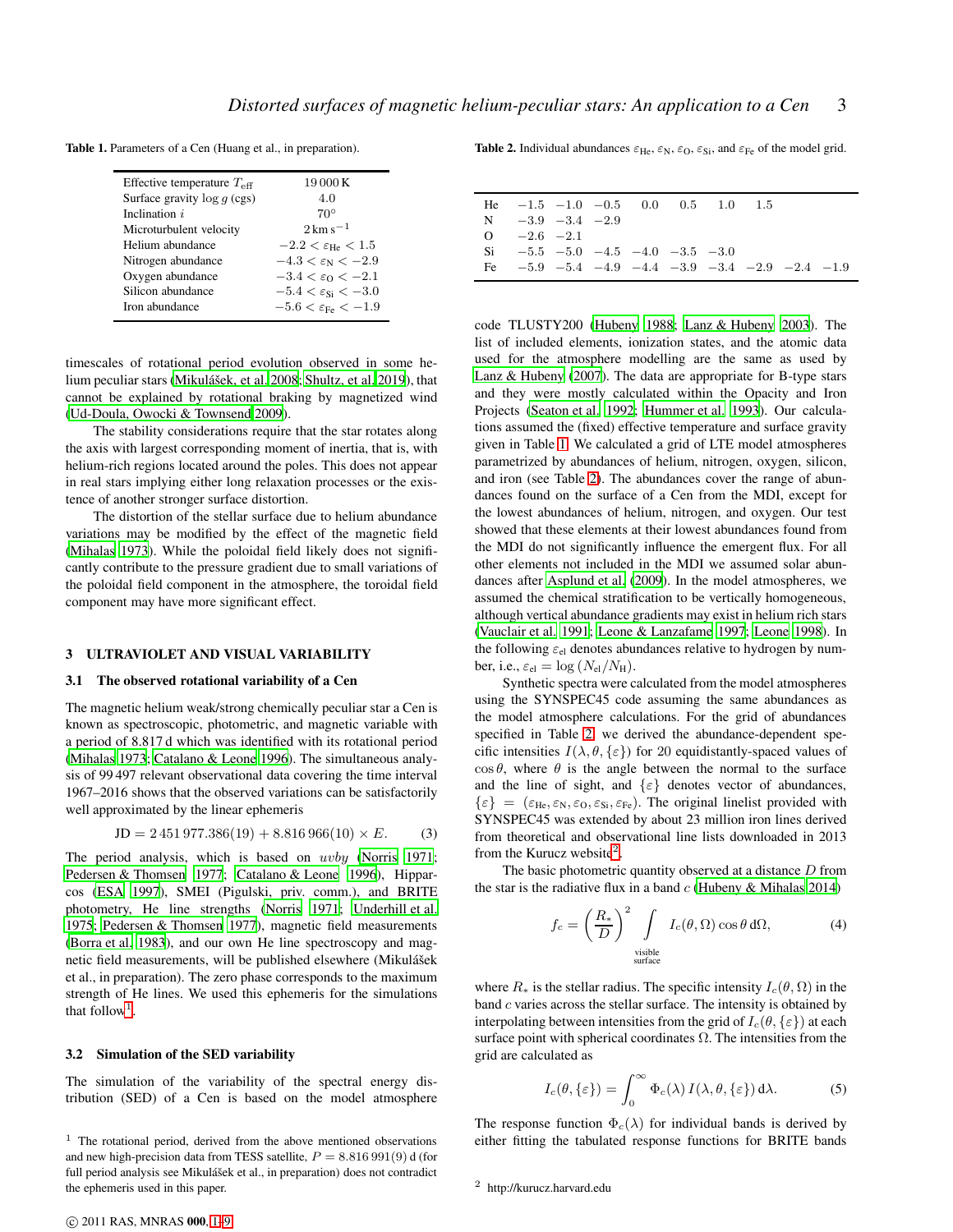**Table 1.** Parameters of a Cen (Huang et al., in preparation).

| | |
|---|---|
| Effective temperature $T_{\mathrm{eff}}$ | 19 000 K |
| Surface gravity $\log g$ (cgs) | 4.0 |
| Inclination $i$ | $70^\circ$ |
| Microturbulent velocity | $2\,\mathrm{km\,s^{-1}}$ |
| Helium abundance | $-2.2 < \varepsilon_{\mathrm{He}} < 1.5$ |
| Nitrogen abundance | $-4.3 < \varepsilon_{\mathrm{N}} < -2.9$ |
| Oxygen abundance | $-3.4 < \varepsilon_{\mathrm{O}} < -2.1$ |
| Silicon abundance | $-5.4 < \varepsilon_{\mathrm{Si}} < -3.0$ |
| Iron abundance | $-5.6 < \varepsilon_{\mathrm{Fe}} < -1.9$ |

timescales of rotational period evolution observed in some helium peculiar stars (Mikulášek, et al. 2008; Shultz, et al. 2019), that cannot be explained by rotational braking by magnetized wind (Ud-Doula, Owocki & Townsend 2009).

The stability considerations require that the star rotates along the axis with largest corresponding moment of inertia, that is, with helium-rich regions located around the poles. This does not appear in real stars implying either long relaxation processes or the existence of another stronger surface distortion.

The distortion of the stellar surface due to helium abundance variations may be modified by the effect of the magnetic field (Mihalas 1973). While the poloidal field likely does not significantly contribute to the pressure gradient due to small variations of the poloidal field component in the atmosphere, the toroidal field component may have more significant effect.

## 3 ULTRAVIOLET AND VISUAL VARIABILITY

### 3.1 The observed rotational variability of a Cen

The magnetic helium weak/strong chemically peculiar star a Cen is known as spectroscopic, photometric, and magnetic variable with a period of 8.817 d which was identified with its rotational period (Mihalas 1973; Catalano & Leone 1996). The simultaneous analysis of 99 497 relevant observational data covering the time interval 1967–2016 shows that the observed variations can be satisfactorily well approximated by the linear ephemeris

$$\mathrm{JD} = 2\,451\,977.386(19) + 8.816\,966(10) \times E. \tag{3}$$

The period analysis, which is based on $uvby$ (Norris 1971; Pedersen & Thomsen 1977; Catalano & Leone 1996), Hipparcos (ESA 1997), SMEI (Pigulski, priv. comm.), and BRITE photometry, He line strengths (Norris 1971; Underhill et al. 1975; Pedersen & Thomsen 1977), magnetic field measurements (Borra et al. 1983), and our own He line spectroscopy and magnetic field measurements, will be published elsewhere (Mikulášek et al., in preparation). The zero phase corresponds to the maximum strength of He lines. We used this ephemeris for the simulations that follow[1].

### 3.2 Simulation of the SED variability

The simulation of the variability of the spectral energy distribution (SED) of a Cen is based on the model atmosphere code TLUSTY200 (Hubeny 1988; Lanz & Hubeny 2003). The list of included elements, ionization states, and the atomic data used for the atmosphere modelling are the same as used by Lanz & Hubeny (2007). The data are appropriate for B-type stars and they were mostly calculated within the Opacity and Iron Projects (Seaton et al. 1992; Hummer et al. 1993). Our calculations assumed the (fixed) effective temperature and surface gravity given in Table 1. We calculated a grid of LTE model atmospheres parametrized by abundances of helium, nitrogen, oxygen, silicon, and iron (see Table 2). The abundances cover the range of abundances found on the surface of a Cen from the MDI, except for the lowest abundances of helium, nitrogen, and oxygen. Our test showed that these elements at their lowest abundances found from the MDI do not significantly influence the emergent flux. For all other elements not included in the MDI we assumed solar abundances after Asplund et al. (2009). In the model atmospheres, we assumed the chemical stratification to be vertically homogeneous, although vertical abundance gradients may exist in helium rich stars (Vauclair et al. 1991; Leone & Lanzafame 1997; Leone 1998). In the following $\varepsilon_{\mathrm{el}}$ denotes abundances relative to hydrogen by number, i.e., $\varepsilon_{\mathrm{el}} = \log\left(N_{\mathrm{el}}/N_{\mathrm{H}}\right)$.

**Table 2.** Individual abundances $\varepsilon_{\mathrm{He}}$, $\varepsilon_{\mathrm{N}}$, $\varepsilon_{\mathrm{O}}$, $\varepsilon_{\mathrm{Si}}$, and $\varepsilon_{\mathrm{Fe}}$ of the model grid.

| | | | | | | | | | |
|---|---|---|---|---|---|---|---|---|---|
| He | −1.5 | −1.0 | −0.5 | 0.0 | 0.5 | 1.0 | 1.5 | | |
| N | −3.9 | −3.4 | −2.9 | | | | | | |
| O | −2.6 | −2.1 | | | | | | | |
| Si | −5.5 | −5.0 | −4.5 | −4.0 | −3.5 | −3.0 | | | |
| Fe | −5.9 | −5.4 | −4.9 | −4.4 | −3.9 | −3.4 | −2.9 | −2.4 | −1.9 |

Synthetic spectra were calculated from the model atmospheres using the SYNSPEC45 code assuming the same abundances as the model atmosphere calculations. For the grid of abundances specified in Table 2, we derived the abundance-dependent specific intensities $I(\lambda,\theta,\{\varepsilon\})$ for 20 equidistantly-spaced values of $\cos\theta$, where $\theta$ is the angle between the normal to the surface and the line of sight, and $\{\varepsilon\}$ denotes vector of abundances, $\{\varepsilon\} = (\varepsilon_{\mathrm{He}}, \varepsilon_{\mathrm{N}}, \varepsilon_{\mathrm{O}}, \varepsilon_{\mathrm{Si}}, \varepsilon_{\mathrm{Fe}})$. The original linelist provided with SYNSPEC45 was extended by about 23 million iron lines derived from theoretical and observational line lists downloaded in 2013 from the Kurucz website[2].

The basic photometric quantity observed at a distance $D$ from the star is the radiative flux in a band $c$ (Hubeny & Mihalas 2014)

$$f_c = \left(\frac{R_*}{D}\right)^2 \int\limits_{\substack{\text{visible}\\\text{surface}}} I_c(\theta,\Omega)\cos\theta\,\mathrm{d}\Omega, \tag{4}$$

where $R_*$ is the stellar radius. The specific intensity $I_c(\theta,\Omega)$ in the band $c$ varies across the stellar surface. The intensity is obtained by interpolating between intensities from the grid of $I_c(\theta,\{\varepsilon\})$ at each surface point with spherical coordinates $\Omega$. The intensities from the grid are calculated as

$$I_c(\theta,\{\varepsilon\}) = \int_0^\infty \Phi_c(\lambda)\, I(\lambda,\theta,\{\varepsilon\})\,\mathrm{d}\lambda. \tag{5}$$

The response function $\Phi_c(\lambda)$ for individual bands is derived by either fitting the tabulated response functions for BRITE bands

---

[1] The rotational period, derived from the above mentioned observations and new high-precision data from TESS satellite, $P = 8.816\,991(9)$ d (for full period analysis see Mikulášek et al., in preparation) does not contradict the ephemeris used in this paper.

[2] http://kurucz.harvard.edu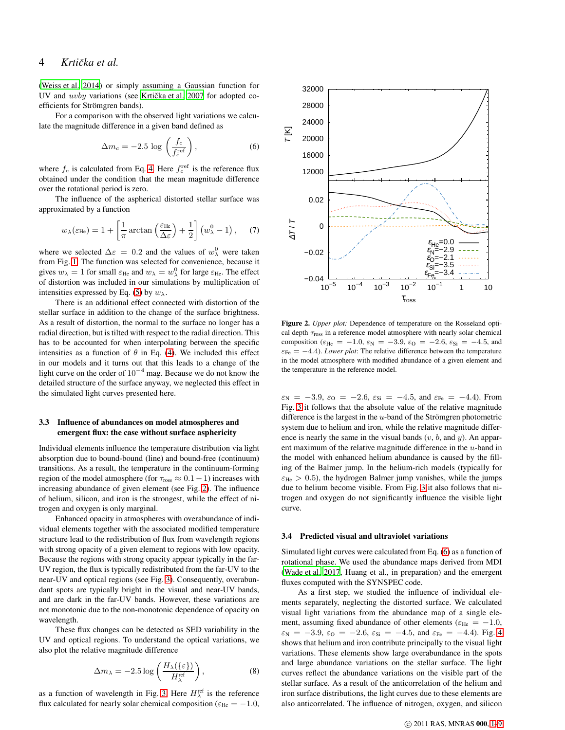(Weiss et al. 2014) or simply assuming a Gaussian function for UV and $uvby$ variations (see Krtička et al. 2007 for adopted coefficients for Strömgren bands).

For a comparison with the observed light variations we calculate the magnitude difference in a given band defined as

$$\Delta m_c = -2.5\,\log\left(\frac{f_c}{f_c^{\rm ref}}\right), \tag{6}$$

where $f_c$ is calculated from Eq. 4. Here $f_c^{\rm ref}$ is the reference flux obtained under the condition that the mean magnitude difference over the rotational period is zero.

The influence of the aspherical distorted stellar surface was approximated by a function

$$w_\lambda(\varepsilon_{\rm He}) = 1 + \left[\frac{1}{\pi}\arctan\left(\frac{\varepsilon_{\rm He}}{\Delta\varepsilon}\right) + \frac{1}{2}\right]\left(w_\lambda^0 - 1\right), \tag{7}$$

where we selected $\Delta\varepsilon = 0.2$ and the values of $w_\lambda^0$ were taken from Fig. 1. The function was selected for convenience, because it gives $w_\lambda = 1$ for small $\varepsilon_{\rm He}$ and $w_\lambda = w_\lambda^0$ for large $\varepsilon_{\rm He}$. The effect of distortion was included in our simulations by multiplication of intensities expressed by Eq. (5) by $w_\lambda$.

There is an additional effect connected with distortion of the stellar surface in addition to the change of the surface brightness. As a result of distortion, the normal to the surface no longer has a radial direction, but is tilted with respect to the radial direction. This has to be accounted for when interpolating between the specific intensities as a function of $\theta$ in Eq. (4). We included this effect in our models and it turns out that this leads to a change of the light curve on the order of $10^{-4}$ mag. Because we do not know the detailed structure of the surface anyway, we neglected this effect in the simulated light curves presented here.

### 3.3 Influence of abundances on model atmospheres and emergent flux: the case without surface asphericity

Individual elements influence the temperature distribution via light absorption due to bound-bound (line) and bound-free (continuum) transitions. As a result, the temperature in the continuum-forming region of the model atmosphere (for $\tau_{\rm ross} \approx 0.1-1$) increases with increasing abundance of given element (see Fig. 2). The influence of helium, silicon, and iron is the strongest, while the effect of nitrogen and oxygen is only marginal.

Enhanced opacity in atmospheres with overabundance of individual elements together with the associated modified temperature structure lead to the redistribution of flux from wavelength regions with strong opacity of a given element to regions with low opacity. Because the regions with strong opacity appear typically in the far-UV region, the flux is typically redistributed from the far-UV to the near-UV and optical regions (see Fig. 3). Consequently, overabundant spots are typically bright in the visual and near-UV bands, and are dark in the far-UV bands. However, these variations are not monotonic due to the non-monotonic dependence of opacity on wavelength.

These flux changes can be detected as SED variability in the UV and optical regions. To understand the optical variations, we also plot the relative magnitude difference

$$\Delta m_\lambda = -2.5\log\left(\frac{H_\lambda(\{\varepsilon\})}{H_\lambda^{\rm ref}}\right), \tag{8}$$

as a function of wavelength in Fig. 3. Here $H_\lambda^{\rm ref}$ is the reference flux calculated for nearly solar chemical composition ($\varepsilon_{\rm He} = -1.0$, $\varepsilon_{\rm N} = -3.9$, $\varepsilon_{\rm O} = -2.6$, $\varepsilon_{\rm Si} = -4.5$, and $\varepsilon_{\rm Fe} = -4.4$). From Fig. 3 it follows that the absolute value of the relative magnitude difference is the largest in the $u$-band of the Strömgren photometric system due to helium and iron, while the relative magnitude difference is nearly the same in the visual bands ($v$, $b$, and $y$). An apparent maximum of the relative magnitude difference in the $u$-band in the model with enhanced helium abundance is caused by the filling of the Balmer jump. In the helium-rich models (typically for $\varepsilon_{\rm He} > 0.5$), the hydrogen Balmer jump vanishes, while the jumps due to helium become visible. From Fig. 3 it also follows that nitrogen and oxygen do not significantly influence the visible light curve.

**Figure 2.** *Upper plot:* Dependence of temperature on the Rosseland optical depth $\tau_{\rm ross}$ in a reference model atmosphere with nearly solar chemical composition ($\varepsilon_{\rm He} = -1.0$, $\varepsilon_{\rm N} = -3.9$, $\varepsilon_{\rm O} = -2.6$, $\varepsilon_{\rm Si} = -4.5$, and $\varepsilon_{\rm Fe} = -4.4$). *Lower plot*: The relative difference between the temperature in the model atmosphere with modified abundance of a given element and the temperature in the reference model.

### 3.4 Predicted visual and ultraviolet variations

Simulated light curves were calculated from Eq. (6) as a function of rotational phase. We used the abundance maps derived from MDI (Wade et al. 2017, Huang et al., in preparation) and the emergent fluxes computed with the SYNSPEC code.

As a first step, we studied the influence of individual elements separately, neglecting the distorted surface. We calculated visual light variations from the abundance map of a single element, assuming fixed abundance of other elements ($\varepsilon_{\rm He} = -1.0$, $\varepsilon_{\rm N} = -3.9$, $\varepsilon_{\rm O} = -2.6$, $\varepsilon_{\rm Si} = -4.5$, and $\varepsilon_{\rm Fe} = -4.4$). Fig. 4 shows that helium and iron contribute principally to the visual light variations. These elements show large overabundance in the spots and large abundance variations on the stellar surface. The light curves reflect the abundance variations on the visible part of the stellar surface. As a result of the anticorrelation of the helium and iron surface distributions, the light curves due to these elements are also anticorrelated. The influence of nitrogen, oxygen, and silicon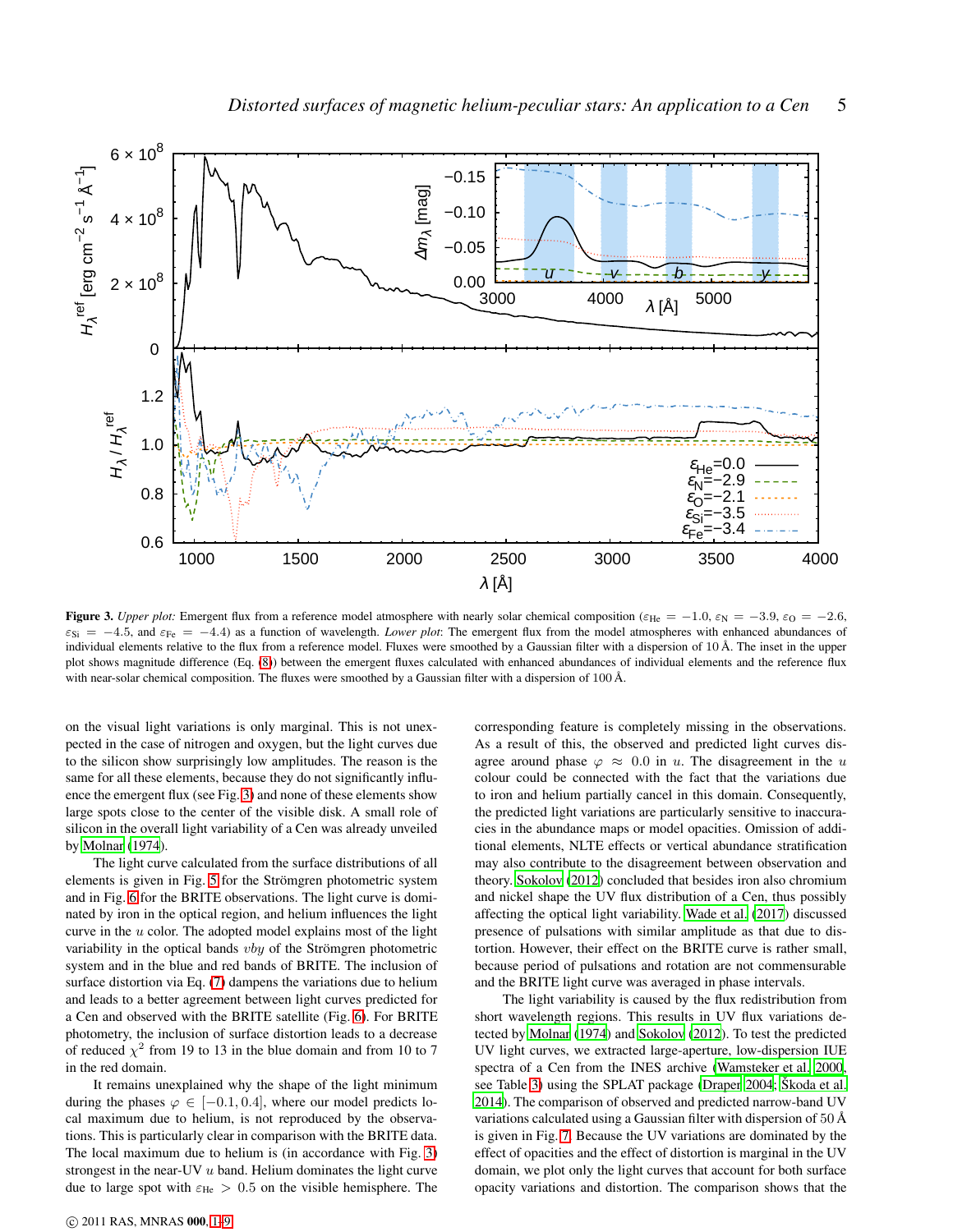**Figure 3.** *Upper plot:* Emergent flux from a reference model atmosphere with nearly solar chemical composition ($\varepsilon_{\rm He} = -1.0$, $\varepsilon_{\rm N} = -3.9$, $\varepsilon_{\rm O} = -2.6$, $\varepsilon_{\rm Si} = -4.5$, and $\varepsilon_{\rm Fe} = -4.4$) as a function of wavelength. *Lower plot*: The emergent flux from the model atmospheres with enhanced abundances of individual elements relative to the flux from a reference model. Fluxes were smoothed by a Gaussian filter with a dispersion of 10 Å. The inset in the upper plot shows magnitude difference (Eq. (8)) between the emergent fluxes calculated with enhanced abundances of individual elements and the reference flux with near-solar chemical composition. The fluxes were smoothed by a Gaussian filter with a dispersion of 100 Å.

on the visual light variations is only marginal. This is not unexpected in the case of nitrogen and oxygen, but the light curves due to the silicon show surprisingly low amplitudes. The reason is the same for all these elements, because they do not significantly influence the emergent flux (see Fig. 3) and none of these elements show large spots close to the center of the visible disk. A small role of silicon in the overall light variability of a Cen was already unveiled by Molnar (1974).

The light curve calculated from the surface distributions of all elements is given in Fig. 5 for the Strömgren photometric system and in Fig. 6 for the BRITE observations. The light curve is dominated by iron in the optical region, and helium influences the light curve in the $u$ color. The adopted model explains most of the light variability in the optical bands $vby$ of the Strömgren photometric system and in the blue and red bands of BRITE. The inclusion of surface distortion via Eq. (7) dampens the variations due to helium and leads to a better agreement between light curves predicted for a Cen and observed with the BRITE satellite (Fig. 6). For BRITE photometry, the inclusion of surface distortion leads to a decrease of reduced $\chi^2$ from 19 to 13 in the blue domain and from 10 to 7 in the red domain.

It remains unexplained why the shape of the light minimum during the phases $\varphi \in [-0.1, 0.4]$, where our model predicts local maximum due to helium, is not reproduced by the observations. This is particularly clear in comparison with the BRITE data. The local maximum due to helium is (in accordance with Fig. 3) strongest in the near-UV $u$ band. Helium dominates the light curve due to large spot with $\varepsilon_{\rm He} > 0.5$ on the visible hemisphere. The corresponding feature is completely missing in the observations. As a result of this, the observed and predicted light curves disagree around phase $\varphi \approx 0.0$ in $u$. The disagreement in the $u$ colour could be connected with the fact that the variations due to iron and helium partially cancel in this domain. Consequently, the predicted light variations are particularly sensitive to inaccuracies in the abundance maps or model opacities. Omission of additional elements, NLTE effects or vertical abundance stratification may also contribute to the disagreement between observation and theory. Sokolov (2012) concluded that besides iron also chromium and nickel shape the UV flux distribution of a Cen, thus possibly affecting the optical light variability. Wade et al. (2017) discussed presence of pulsations with similar amplitude as that due to distortion. However, their effect on the BRITE curve is rather small, because period of pulsations and rotation are not commensurable and the BRITE light curve was averaged in phase intervals.

The light variability is caused by the flux redistribution from short wavelength regions. This results in UV flux variations detected by Molnar (1974) and Sokolov (2012). To test the predicted UV light curves, we extracted large-aperture, low-dispersion IUE spectra of a Cen from the INES archive (Wamsteker et al. 2000, see Table 3) using the SPLAT package (Draper 2004; Škoda et al. 2014). The comparison of observed and predicted narrow-band UV variations calculated using a Gaussian filter with dispersion of 50 Å is given in Fig. 7. Because the UV variations are dominated by the effect of opacities and the effect of distortion is marginal in the UV domain, we plot only the light curves that account for both surface opacity variations and distortion. The comparison shows that the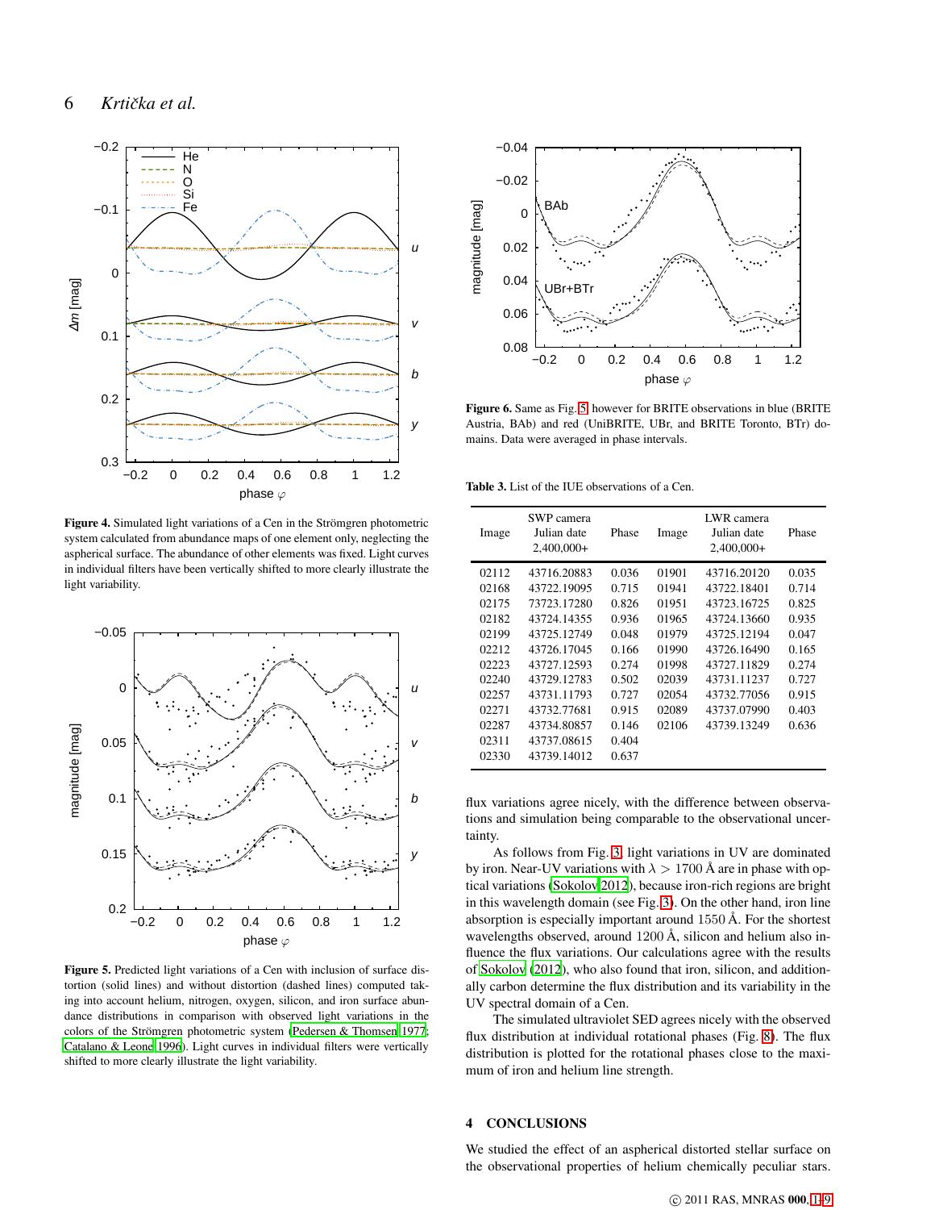**Figure 4.** Simulated light variations of a Cen in the Strömgren photometric system calculated from abundance maps of one element only, neglecting the aspherical surface. The abundance of other elements was fixed. Light curves in individual filters have been vertically shifted to more clearly illustrate the light variability.

**Figure 5.** Predicted light variations of a Cen with inclusion of surface distortion (solid lines) and without distortion (dashed lines) computed taking into account helium, nitrogen, oxygen, silicon, and iron surface abundance distributions in comparison with observed light variations in the colors of the Strömgren photometric system (Pedersen & Thomsen 1977; Catalano & Leone 1996). Light curves in individual filters were vertically shifted to more clearly illustrate the light variability.

**Figure 6.** Same as Fig. 5 however for BRITE observations in blue (BRITE Austria, BAb) and red (UniBRITE, UBr, and BRITE Toronto, BTr) domains. Data were averaged in phase intervals.

**Table 3.** List of the IUE observations of a Cen.

| Image | SWP camera Julian date 2,400,000+ | Phase | Image | LWR camera Julian date 2,400,000+ | Phase |
|---|---|---|---|---|---|
| 02112 | 43716.20883 | 0.036 | 01901 | 43716.20120 | 0.035 |
| 02168 | 43722.19095 | 0.715 | 01941 | 43722.18401 | 0.714 |
| 02175 | 73723.17280 | 0.826 | 01951 | 43723.16725 | 0.825 |
| 02182 | 43724.14355 | 0.936 | 01965 | 43724.13660 | 0.935 |
| 02199 | 43725.12749 | 0.048 | 01979 | 43725.12194 | 0.047 |
| 02212 | 43726.17045 | 0.166 | 01990 | 43726.16490 | 0.165 |
| 02223 | 43727.12593 | 0.274 | 01998 | 43727.11829 | 0.274 |
| 02240 | 43729.12783 | 0.502 | 02039 | 43731.11237 | 0.727 |
| 02257 | 43731.11793 | 0.727 | 02054 | 43732.77056 | 0.915 |
| 02271 | 43732.77681 | 0.915 | 02089 | 43737.07990 | 0.403 |
| 02287 | 43734.80857 | 0.146 | 02106 | 43739.13249 | 0.636 |
| 02311 | 43737.08615 | 0.404 | | | |
| 02330 | 43739.14012 | 0.637 | | | |

flux variations agree nicely, with the difference between observations and simulation being comparable to the observational uncertainty.

As follows from Fig. 3, light variations in UV are dominated by iron. Near-UV variations with $\lambda > 1700$ Å are in phase with optical variations (Sokolov 2012), because iron-rich regions are bright in this wavelength domain (see Fig. 3). On the other hand, iron line absorption is especially important around 1550 Å. For the shortest wavelengths observed, around 1200 Å, silicon and helium also influence the flux variations. Our calculations agree with the results of Sokolov (2012), who also found that iron, silicon, and additionally carbon determine the flux distribution and its variability in the UV spectral domain of a Cen.

The simulated ultraviolet SED agrees nicely with the observed flux distribution at individual rotational phases (Fig. 8). The flux distribution is plotted for the rotational phases close to the maximum of iron and helium line strength.

## 4 CONCLUSIONS

We studied the effect of an aspherical distorted stellar surface on the observational properties of helium chemically peculiar stars.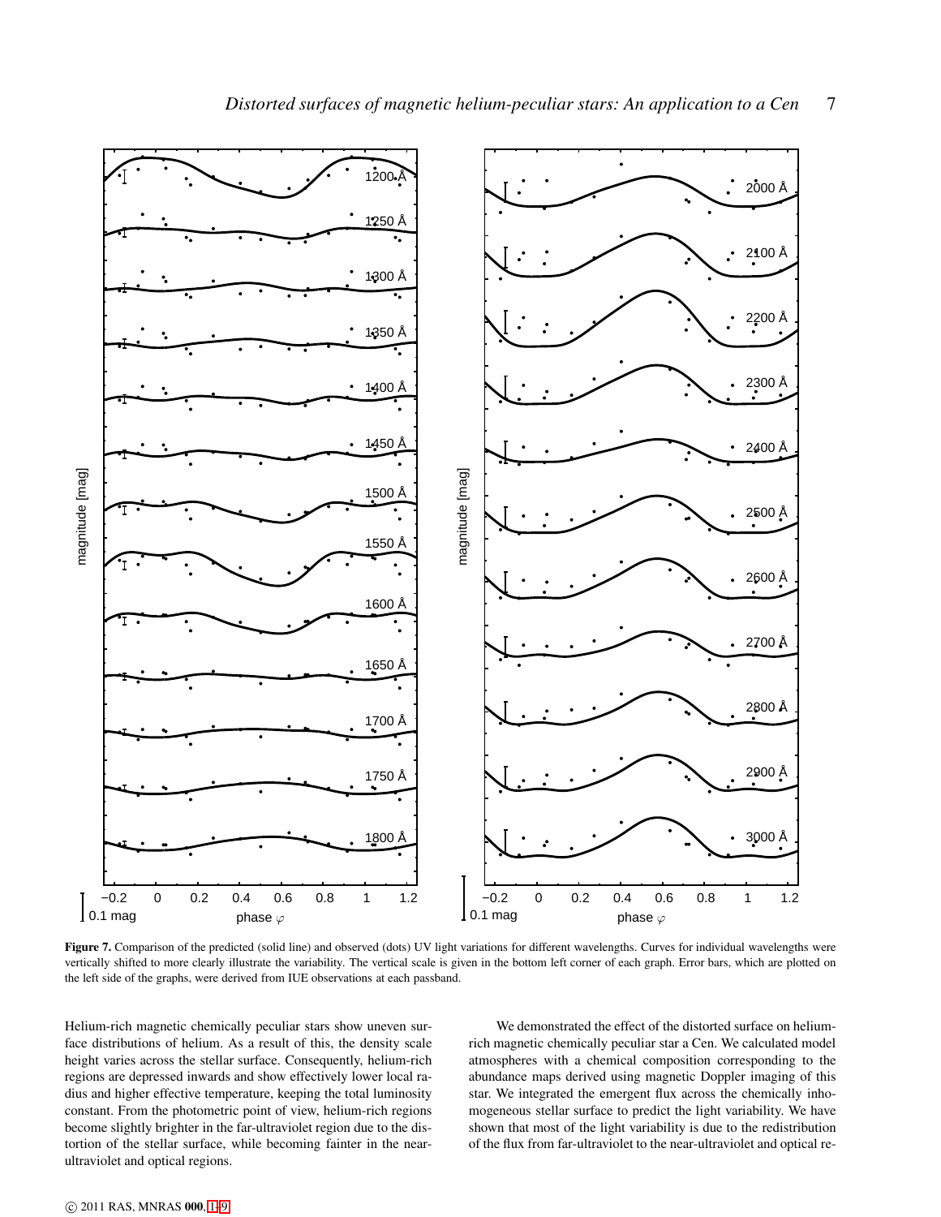**Figure 7.** Comparison of the predicted (solid line) and observed (dots) UV light variations for different wavelengths. Curves for individual wavelengths were vertically shifted to more clearly illustrate the variability. The vertical scale is given in the bottom left corner of each graph. Error bars, which are plotted on the left side of the graphs, were derived from IUE observations at each passband.

Helium-rich magnetic chemically peculiar stars show uneven surface distributions of helium. As a result of this, the density scale height varies across the stellar surface. Consequently, helium-rich regions are depressed inwards and show effectively lower local radius and higher effective temperature, keeping the total luminosity constant. From the photometric point of view, helium-rich regions become slightly brighter in the far-ultraviolet region due to the distortion of the stellar surface, while becoming fainter in the near-ultraviolet and optical regions.

We demonstrated the effect of the distorted surface on helium-rich magnetic chemically peculiar star a Cen. We calculated model atmospheres with a chemical composition corresponding to the abundance maps derived using magnetic Doppler imaging of this star. We integrated the emergent flux across the chemically inhomogeneous stellar surface to predict the light variability. We have shown that most of the light variability is due to the redistribution of the flux from far-ultraviolet to the near-ultraviolet and optical re-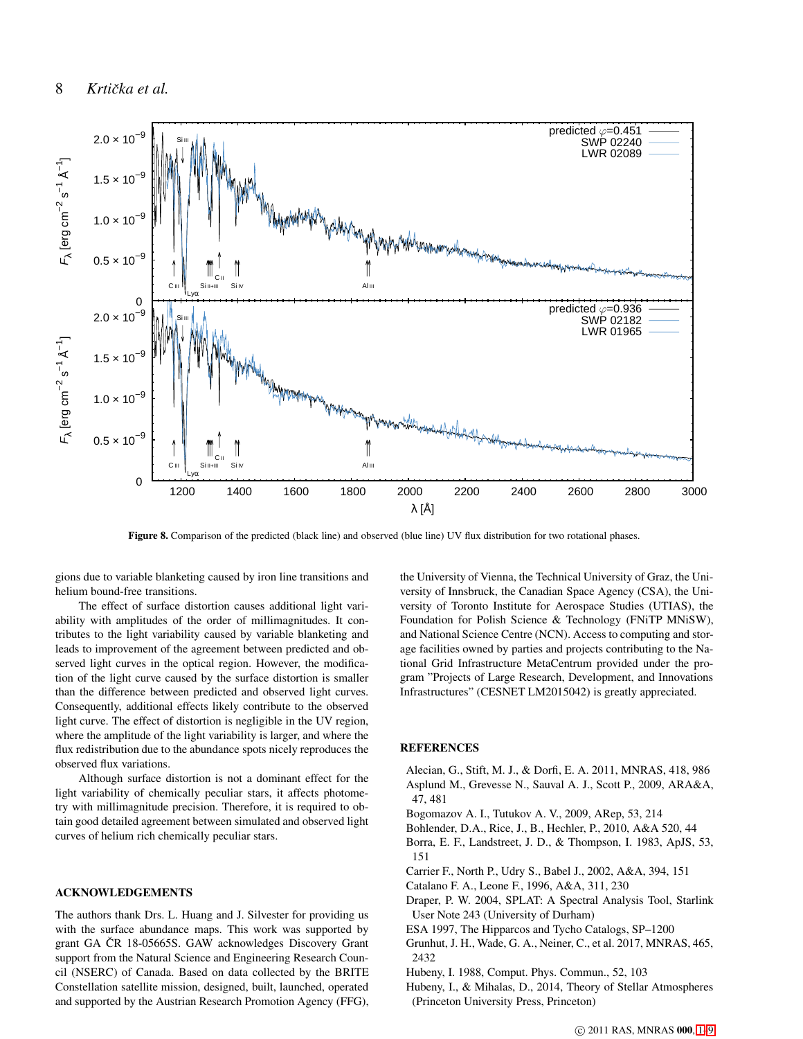**Figure 8.** Comparison of the predicted (black line) and observed (blue line) UV flux distribution for two rotational phases.

gions due to variable blanketing caused by iron line transitions and helium bound-free transitions.

The effect of surface distortion causes additional light variability with amplitudes of the order of millimagnitudes. It contributes to the light variability caused by variable blanketing and leads to improvement of the agreement between predicted and observed light curves in the optical region. However, the modification of the light curve caused by the surface distortion is smaller than the difference between predicted and observed light curves. Consequently, additional effects likely contribute to the observed light curve. The effect of distortion is negligible in the UV region, where the amplitude of the light variability is larger, and where the flux redistribution due to the abundance spots nicely reproduces the observed flux variations.

Although surface distortion is not a dominant effect for the light variability of chemically peculiar stars, it affects photometry with millimagnitude precision. Therefore, it is required to obtain good detailed agreement between simulated and observed light curves of helium rich chemically peculiar stars.

## ACKNOWLEDGEMENTS

The authors thank Drs. L. Huang and J. Silvester for providing us with the surface abundance maps. This work was supported by grant GA ČR 18-05665S. GAW acknowledges Discovery Grant support from the Natural Science and Engineering Research Council (NSERC) of Canada. Based on data collected by the BRITE Constellation satellite mission, designed, built, launched, operated and supported by the Austrian Research Promotion Agency (FFG), the University of Vienna, the Technical University of Graz, the University of Innsbruck, the Canadian Space Agency (CSA), the University of Toronto Institute for Aerospace Studies (UTIAS), the Foundation for Polish Science & Technology (FNiTP MNiSW), and National Science Centre (NCN). Access to computing and storage facilities owned by parties and projects contributing to the National Grid Infrastructure MetaCentrum provided under the programme "Projects of Large Research, Development, and Innovations Infrastructures" (CESNET LM2015042) is greatly appreciated.

## REFERENCES

Alecian, G., Stift, M. J., & Dorfi, E. A. 2011, MNRAS, 418, 986
Asplund M., Grevesse N., Sauval A. J., Scott P., 2009, ARA&A, 47, 481
Bogomazov A. I., Tutukov A. V., 2009, ARep, 53, 214
Bohlender, D.A., Rice, J., B., Hechler, P., 2010, A&A 520, 44
Borra, E. F., Landstreet, J. D., & Thompson, I. 1983, ApJS, 53, 151
Carrier F., North P., Udry S., Babel J., 2002, A&A, 394, 151
Catalano F. A., Leone F., 1996, A&A, 311, 230
Draper, P. W. 2004, SPLAT: A Spectral Analysis Tool, Starlink User Note 243 (University of Durham)
ESA 1997, The Hipparcos and Tycho Catalogs, SP–1200
Grunhut, J. H., Wade, G. A., Neiner, C., et al. 2017, MNRAS, 465, 2432
Hubeny, I. 1988, Comput. Phys. Commun., 52, 103
Hubeny, I., & Mihalas, D., 2014, Theory of Stellar Atmospheres (Princeton University Press, Princeton)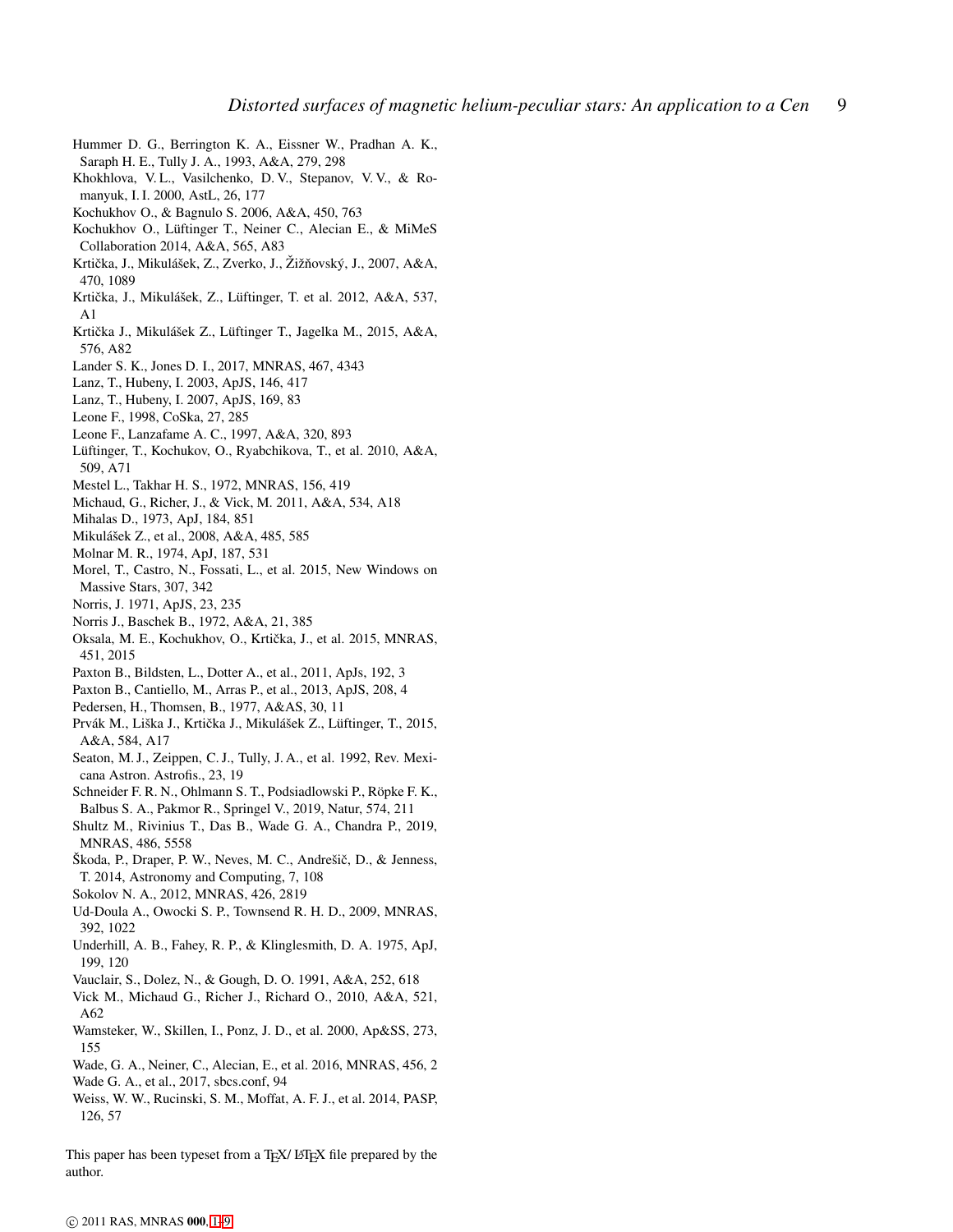Hummer D. G., Berrington K. A., Eissner W., Pradhan A. K., Saraph H. E., Tully J. A., 1993, A&A, 279, 298

Khokhlova, V. L., Vasilchenko, D. V., Stepanov, V. V., & Romanyuk, I. I. 2000, AstL, 26, 177

Kochukhov O., & Bagnulo S. 2006, A&A, 450, 763

Kochukhov O., Lüftinger T., Neiner C., Alecian E., & MiMeS Collaboration 2014, A&A, 565, A83

Krtička, J., Mikulášek, Z., Zverko, J., Žižňovský, J., 2007, A&A, 470, 1089

Krtička, J., Mikulášek, Z., Lüftinger, T. et al. 2012, A&A, 537, A1

Krtička J., Mikulášek Z., Lüftinger T., Jagelka M., 2015, A&A, 576, A82

Lander S. K., Jones D. I., 2017, MNRAS, 467, 4343

Lanz, T., Hubeny, I. 2003, ApJS, 146, 417

Lanz, T., Hubeny, I. 2007, ApJS, 169, 83

Leone F., 1998, CoSka, 27, 285

Leone F., Lanzafame A. C., 1997, A&A, 320, 893

Lüftinger, T., Kochukov, O., Ryabchikova, T., et al. 2010, A&A, 509, A71

Mestel L., Takhar H. S., 1972, MNRAS, 156, 419

Michaud, G., Richer, J., & Vick, M. 2011, A&A, 534, A18

Mihalas D., 1973, ApJ, 184, 851

Mikulášek Z., et al., 2008, A&A, 485, 585

Molnar M. R., 1974, ApJ, 187, 531

Morel, T., Castro, N., Fossati, L., et al. 2015, New Windows on Massive Stars, 307, 342

Norris, J. 1971, ApJS, 23, 235

Norris J., Baschek B., 1972, A&A, 21, 385

Oksala, M. E., Kochukhov, O., Krtička, J., et al. 2015, MNRAS, 451, 2015

Paxton B., Bildsten, L., Dotter A., et al., 2011, ApJs, 192, 3

Paxton B., Cantiello, M., Arras P., et al., 2013, ApJS, 208, 4

Pedersen, H., Thomsen, B., 1977, A&AS, 30, 11

Prvák M., Liška J., Krtička J., Mikulášek Z., Lüftinger, T., 2015, A&A, 584, A17

Seaton, M. J., Zeippen, C. J., Tully, J. A., et al. 1992, Rev. Mexicana Astron. Astrofis., 23, 19

Schneider F. R. N., Ohlmann S. T., Podsiadlowski P., Röpke F. K., Balbus S. A., Pakmor R., Springel V., 2019, Natur, 574, 211

Shultz M., Rivinius T., Das B., Wade G. A., Chandra P., 2019, MNRAS, 486, 5558

Škoda, P., Draper, P. W., Neves, M. C., Andrešič, D., & Jenness, T. 2014, Astronomy and Computing, 7, 108

Sokolov N. A., 2012, MNRAS, 426, 2819

Ud-Doula A., Owocki S. P., Townsend R. H. D., 2009, MNRAS, 392, 1022

Underhill, A. B., Fahey, R. P., & Klinglesmith, D. A. 1975, ApJ, 199, 120

Vauclair, S., Dolez, N., & Gough, D. O. 1991, A&A, 252, 618

Vick M., Michaud G., Richer J., Richard O., 2010, A&A, 521, A62

Wamsteker, W., Skillen, I., Ponz, J. D., et al. 2000, Ap&SS, 273, 155

Wade, G. A., Neiner, C., Alecian, E., et al. 2016, MNRAS, 456, 2

Wade G. A., et al., 2017, sbcs.conf, 94

Weiss, W. W., Rucinski, S. M., Moffat, A. F. J., et al. 2014, PASP, 126, 57

This paper has been typeset from a TEX/ LATEX file prepared by the author.